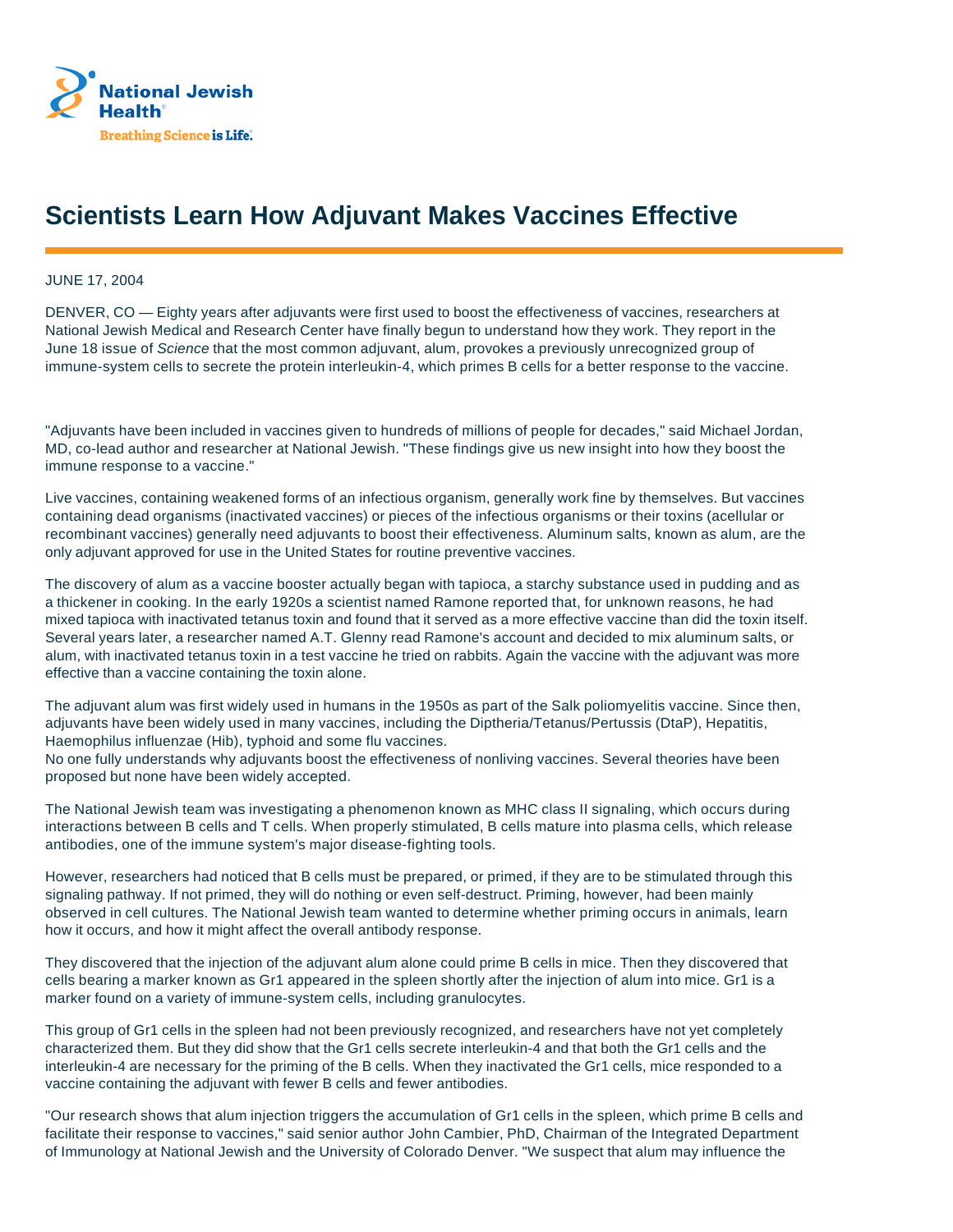National Jewish Health®

Breathing Science is Life.

# Scientists Learn How Adjuvant Makes Vaccines Effective

JUNE 17, 2004

DENVER, CO — Eighty years after adjuvants were first used to boost the effectiveness of vaccines, researchers at National Jewish Medical and Research Center have finally begun to understand how they work. They report in the June 18 issue of *Science* that the most common adjuvant, alum, provokes a previously unrecognized group of immune-system cells to secrete the protein interleukin-4, which primes B cells for a better response to the vaccine.

"Adjuvants have been included in vaccines given to hundreds of millions of people for decades," said Michael Jordan, MD, co-lead author and researcher at National Jewish. "These findings give us new insight into how they boost the immune response to a vaccine."

Live vaccines, containing weakened forms of an infectious organism, generally work fine by themselves. But vaccines containing dead organisms (inactivated vaccines) or pieces of the infectious organisms or their toxins (acellular or recombinant vaccines) generally need adjuvants to boost their effectiveness. Aluminum salts, known as alum, are the only adjuvant approved for use in the United States for routine preventive vaccines.

The discovery of alum as a vaccine booster actually began with tapioca, a starchy substance used in pudding and as a thickener in cooking. In the early 1920s a scientist named Ramone reported that, for unknown reasons, he had mixed tapioca with inactivated tetanus toxin and found that it served as a more effective vaccine than did the toxin itself. Several years later, a researcher named A.T. Glenny read Ramone's account and decided to mix aluminum salts, or alum, with inactivated tetanus toxin in a test vaccine he tried on rabbits. Again the vaccine with the adjuvant was more effective than a vaccine containing the toxin alone.

The adjuvant alum was first widely used in humans in the 1950s as part of the Salk poliomyelitis vaccine. Since then, adjuvants have been widely used in many vaccines, including the Diptheria/Tetanus/Pertussis (DtaP), Hepatitis, Haemophilus influenzae (Hib), typhoid and some flu vaccines.
No one fully understands why adjuvants boost the effectiveness of nonliving vaccines. Several theories have been proposed but none have been widely accepted.

The National Jewish team was investigating a phenomenon known as MHC class II signaling, which occurs during interactions between B cells and T cells. When properly stimulated, B cells mature into plasma cells, which release antibodies, one of the immune system's major disease-fighting tools.

However, researchers had noticed that B cells must be prepared, or primed, if they are to be stimulated through this signaling pathway. If not primed, they will do nothing or even self-destruct. Priming, however, had been mainly observed in cell cultures. The National Jewish team wanted to determine whether priming occurs in animals, learn how it occurs, and how it might affect the overall antibody response.

They discovered that the injection of the adjuvant alum alone could prime B cells in mice. Then they discovered that cells bearing a marker known as Gr1 appeared in the spleen shortly after the injection of alum into mice. Gr1 is a marker found on a variety of immune-system cells, including granulocytes.

This group of Gr1 cells in the spleen had not been previously recognized, and researchers have not yet completely characterized them. But they did show that the Gr1 cells secrete interleukin-4 and that both the Gr1 cells and the interleukin-4 are necessary for the priming of the B cells. When they inactivated the Gr1 cells, mice responded to a vaccine containing the adjuvant with fewer B cells and fewer antibodies.

"Our research shows that alum injection triggers the accumulation of Gr1 cells in the spleen, which prime B cells and facilitate their response to vaccines," said senior author John Cambier, PhD, Chairman of the Integrated Department of Immunology at National Jewish and the University of Colorado Denver. "We suspect that alum may influence the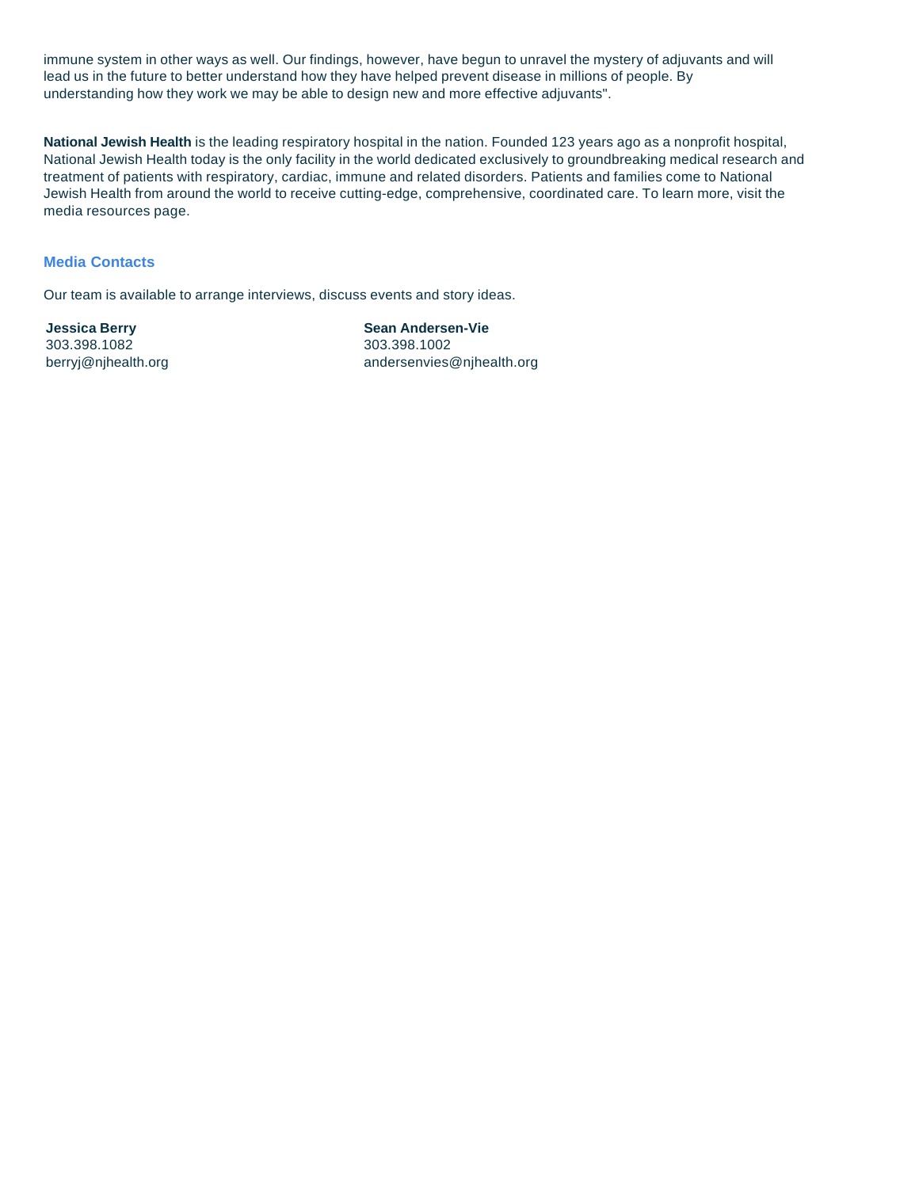immune system in other ways as well. Our findings, however, have begun to unravel the mystery of adjuvants and will lead us in the future to better understand how they have helped prevent disease in millions of people. By understanding how they work we may be able to design new and more effective adjuvants".

**National Jewish Health** is the leading respiratory hospital in the nation. Founded 123 years ago as a nonprofit hospital, National Jewish Health today is the only facility in the world dedicated exclusively to groundbreaking medical research and treatment of patients with respiratory, cardiac, immune and related disorders. Patients and families come to National Jewish Health from around the world to receive cutting-edge, comprehensive, coordinated care. To learn more, visit the media resources page.

### Media Contacts

Our team is available to arrange interviews, discuss events and story ideas.

**Jessica Berry**
303.398.1082
berryj@njhealth.org

**Sean Andersen-Vie**
303.398.1002
andersenvies@njhealth.org